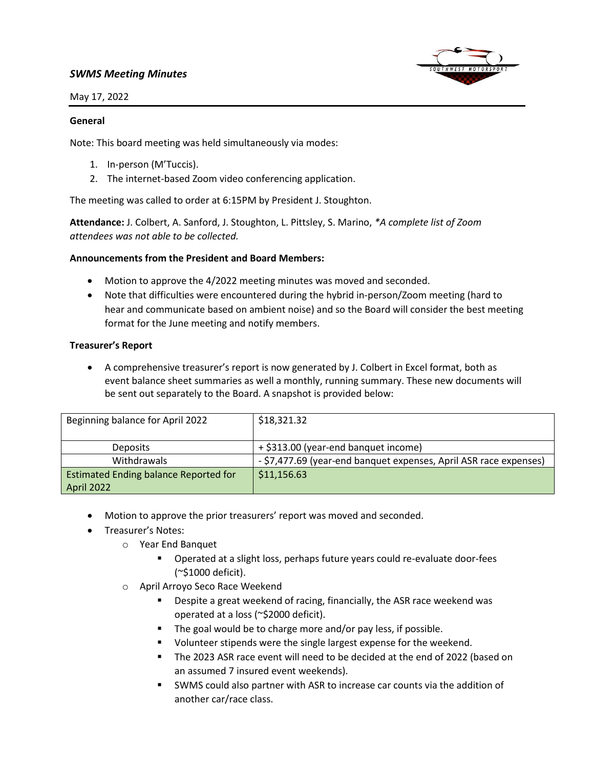## *SWMS Meeting Minutes*

May 17, 2022

**General**

Note: This board meeting was held simultaneously via modes:

1. In-person (M'Tuccis).
2. The internet-based Zoom video conferencing application.

The meeting was called to order at 6:15PM by President J. Stoughton.

**Attendance:** J. Colbert, A. Sanford, J. Stoughton, L. Pittsley, S. Marino, *\*A complete list of Zoom attendees was not able to be collected.*

**Announcements from the President and Board Members:**

- Motion to approve the 4/2022 meeting minutes was moved and seconded.
- Note that difficulties were encountered during the hybrid in-person/Zoom meeting (hard to hear and communicate based on ambient noise) and so the Board will consider the best meeting format for the June meeting and notify members.

**Treasurer's Report**

- A comprehensive treasurer's report is now generated by J. Colbert in Excel format, both as event balance sheet summaries as well a monthly, running summary. These new documents will be sent out separately to the Board. A snapshot is provided below:

| Beginning balance for April 2022 | $18,321.32 |
|---|---|
| Deposits | + $313.00 (year-end banquet income) |
| Withdrawals | - $7,477.69 (year-end banquet expenses, April ASR race expenses) |
| Estimated Ending balance Reported for April 2022 | $11,156.63 |

- Motion to approve the prior treasurers' report was moved and seconded.
- Treasurer's Notes:
  - Year End Banquet
    - Operated at a slight loss, perhaps future years could re-evaluate door-fees (~$1000 deficit).
  - April Arroyo Seco Race Weekend
    - Despite a great weekend of racing, financially, the ASR race weekend was operated at a loss (~$2000 deficit).
    - The goal would be to charge more and/or pay less, if possible.
    - Volunteer stipends were the single largest expense for the weekend.
    - The 2023 ASR race event will need to be decided at the end of 2022 (based on an assumed 7 insured event weekends).
    - SWMS could also partner with ASR to increase car counts via the addition of another car/race class.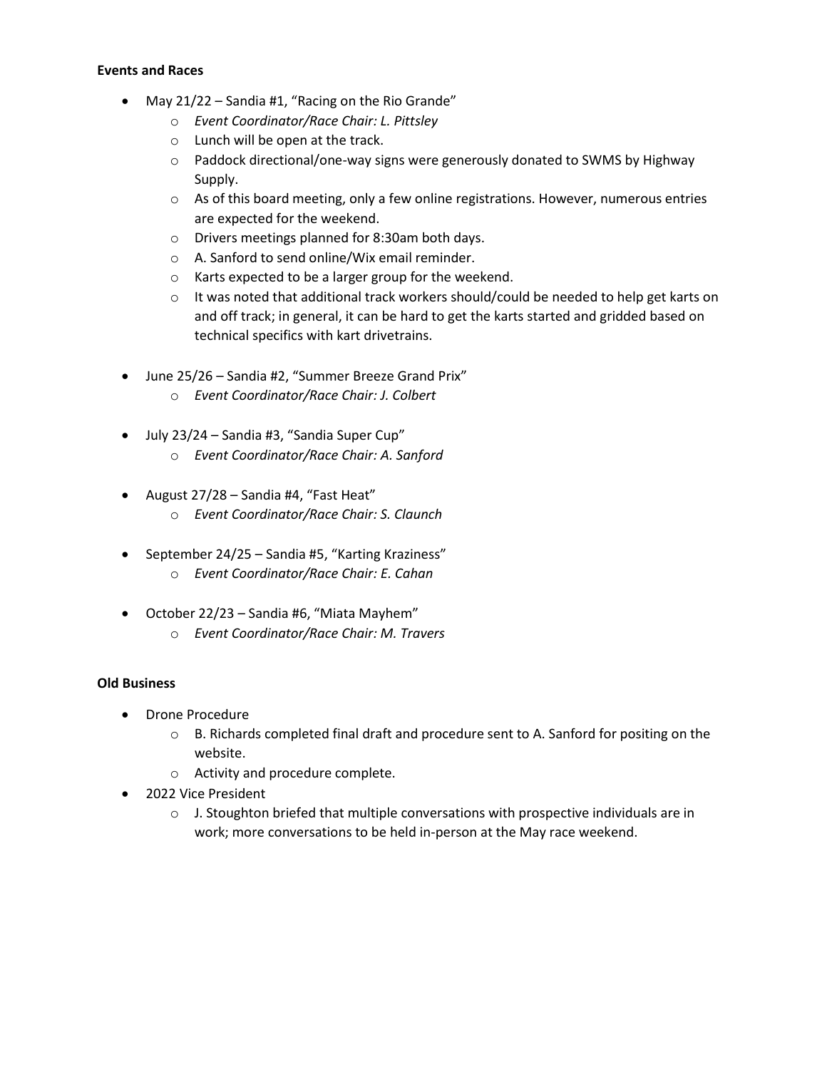**Events and Races**

- May 21/22 – Sandia #1, "Racing on the Rio Grande"
  - *Event Coordinator/Race Chair: L. Pittsley*
  - Lunch will be open at the track.
  - Paddock directional/one-way signs were generously donated to SWMS by Highway Supply.
  - As of this board meeting, only a few online registrations. However, numerous entries are expected for the weekend.
  - Drivers meetings planned for 8:30am both days.
  - A. Sanford to send online/Wix email reminder.
  - Karts expected to be a larger group for the weekend.
  - It was noted that additional track workers should/could be needed to help get karts on and off track; in general, it can be hard to get the karts started and gridded based on technical specifics with kart drivetrains.

- June 25/26 – Sandia #2, "Summer Breeze Grand Prix"
  - *Event Coordinator/Race Chair: J. Colbert*

- July 23/24 – Sandia #3, "Sandia Super Cup"
  - *Event Coordinator/Race Chair: A. Sanford*

- August 27/28 – Sandia #4, "Fast Heat"
  - *Event Coordinator/Race Chair: S. Claunch*

- September 24/25 – Sandia #5, "Karting Kraziness"
  - *Event Coordinator/Race Chair: E. Cahan*

- October 22/23 – Sandia #6, "Miata Mayhem"
  - *Event Coordinator/Race Chair: M. Travers*

**Old Business**

- Drone Procedure
  - B. Richards completed final draft and procedure sent to A. Sanford for positing on the website.
  - Activity and procedure complete.
- 2022 Vice President
  - J. Stoughton briefed that multiple conversations with prospective individuals are in work; more conversations to be held in-person at the May race weekend.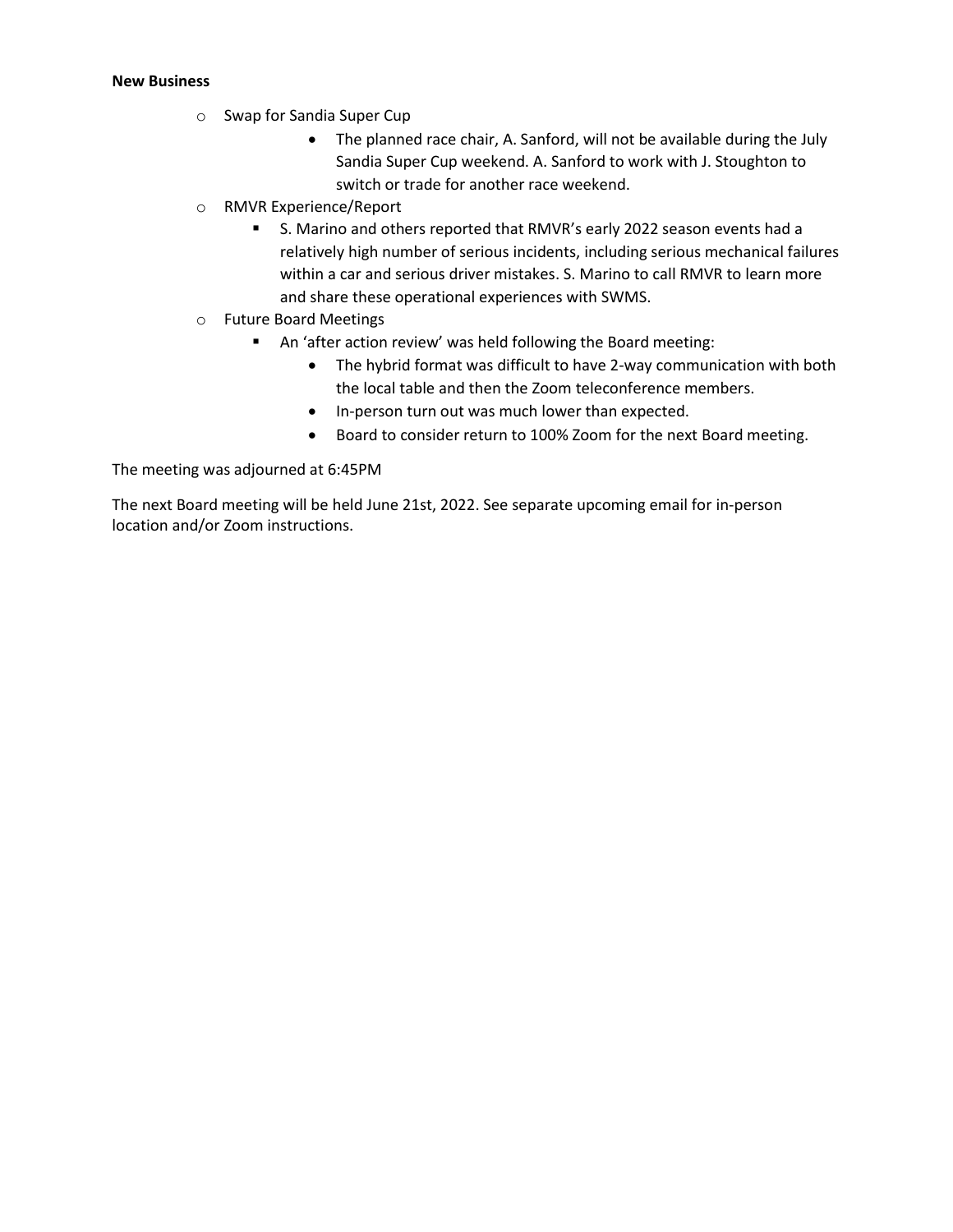**New Business**

- Swap for Sandia Super Cup
  - The planned race chair, A. Sanford, will not be available during the July Sandia Super Cup weekend. A. Sanford to work with J. Stoughton to switch or trade for another race weekend.
- RMVR Experience/Report
  - S. Marino and others reported that RMVR's early 2022 season events had a relatively high number of serious incidents, including serious mechanical failures within a car and serious driver mistakes. S. Marino to call RMVR to learn more and share these operational experiences with SWMS.
- Future Board Meetings
  - An 'after action review' was held following the Board meeting:
    - The hybrid format was difficult to have 2-way communication with both the local table and then the Zoom teleconference members.
    - In-person turn out was much lower than expected.
    - Board to consider return to 100% Zoom for the next Board meeting.

The meeting was adjourned at 6:45PM

The next Board meeting will be held June 21st, 2022. See separate upcoming email for in-person location and/or Zoom instructions.